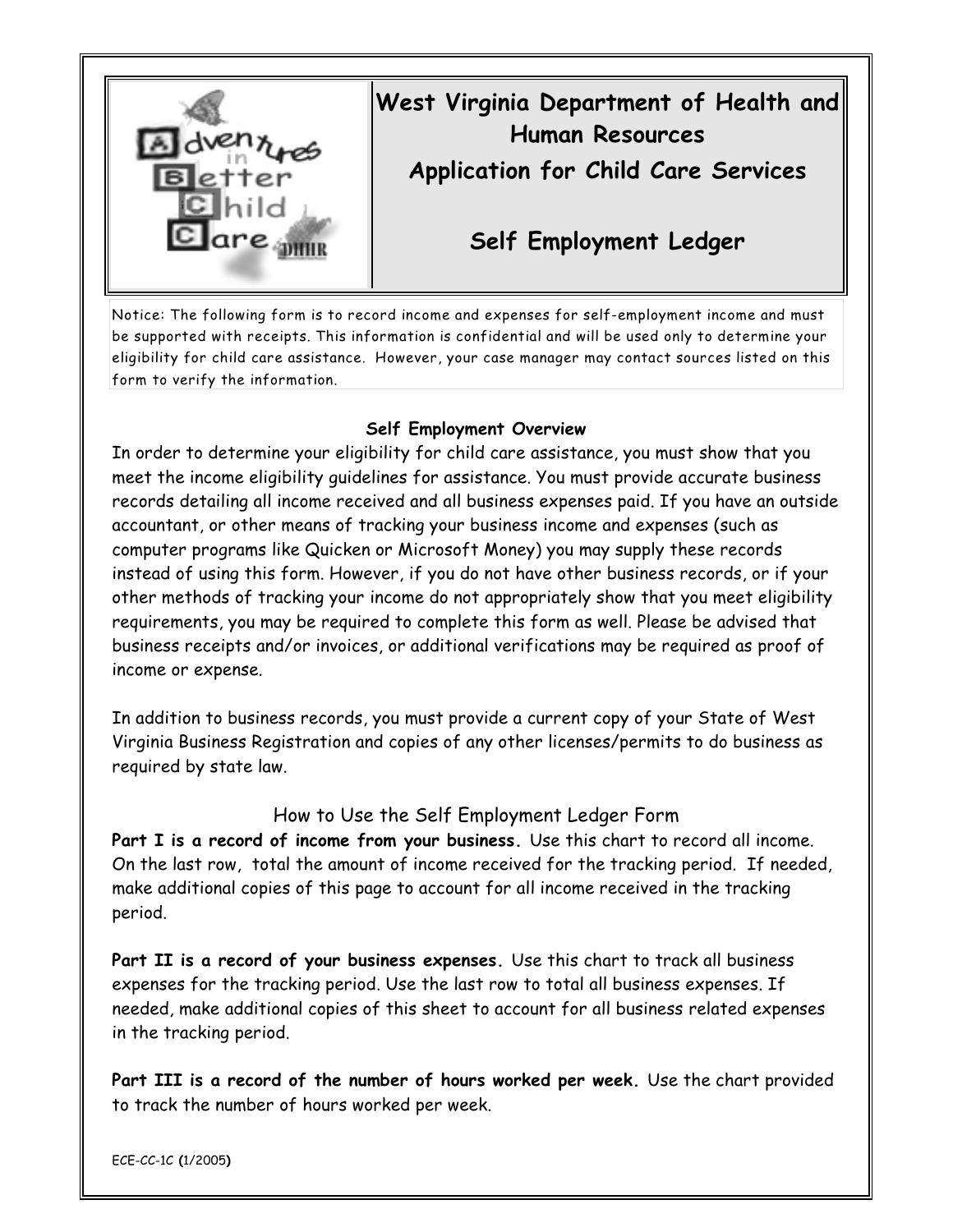# West Virginia Department of Health and Human Resources

## Application for Child Care Services

## Self Employment Ledger

Notice: The following form is to record income and expenses for self-employment income and must be supported with receipts. This information is confidential and will be used only to determine your eligibility for child care assistance. However, your case manager may contact sources listed on this form to verify the information.

### Self Employment Overview

In order to determine your eligibility for child care assistance, you must show that you meet the income eligibility guidelines for assistance. You must provide accurate business records detailing all income received and all business expenses paid. If you have an outside accountant, or other means of tracking your business income and expenses (such as computer programs like Quicken or Microsoft Money) you may supply these records instead of using this form. However, if you do not have other business records, or if your other methods of tracking your income do not appropriately show that you meet eligibility requirements, you may be required to complete this form as well. Please be advised that business receipts and/or invoices, or additional verifications may be required as proof of income or expense.

In addition to business records, you must provide a current copy of your State of West Virginia Business Registration and copies of any other licenses/permits to do business as required by state law.

### How to Use the Self Employment Ledger Form

**Part I is a record of income from your business.** Use this chart to record all income. On the last row, total the amount of income received for the tracking period. If needed, make additional copies of this page to account for all income received in the tracking period.

**Part II is a record of your business expenses.** Use this chart to track all business expenses for the tracking period. Use the last row to total all business expenses. If needed, make additional copies of this sheet to account for all business related expenses in the tracking period.

**Part III is a record of the number of hours worked per week.** Use the chart provided to track the number of hours worked per week.

ECE-CC-1C (1/2005)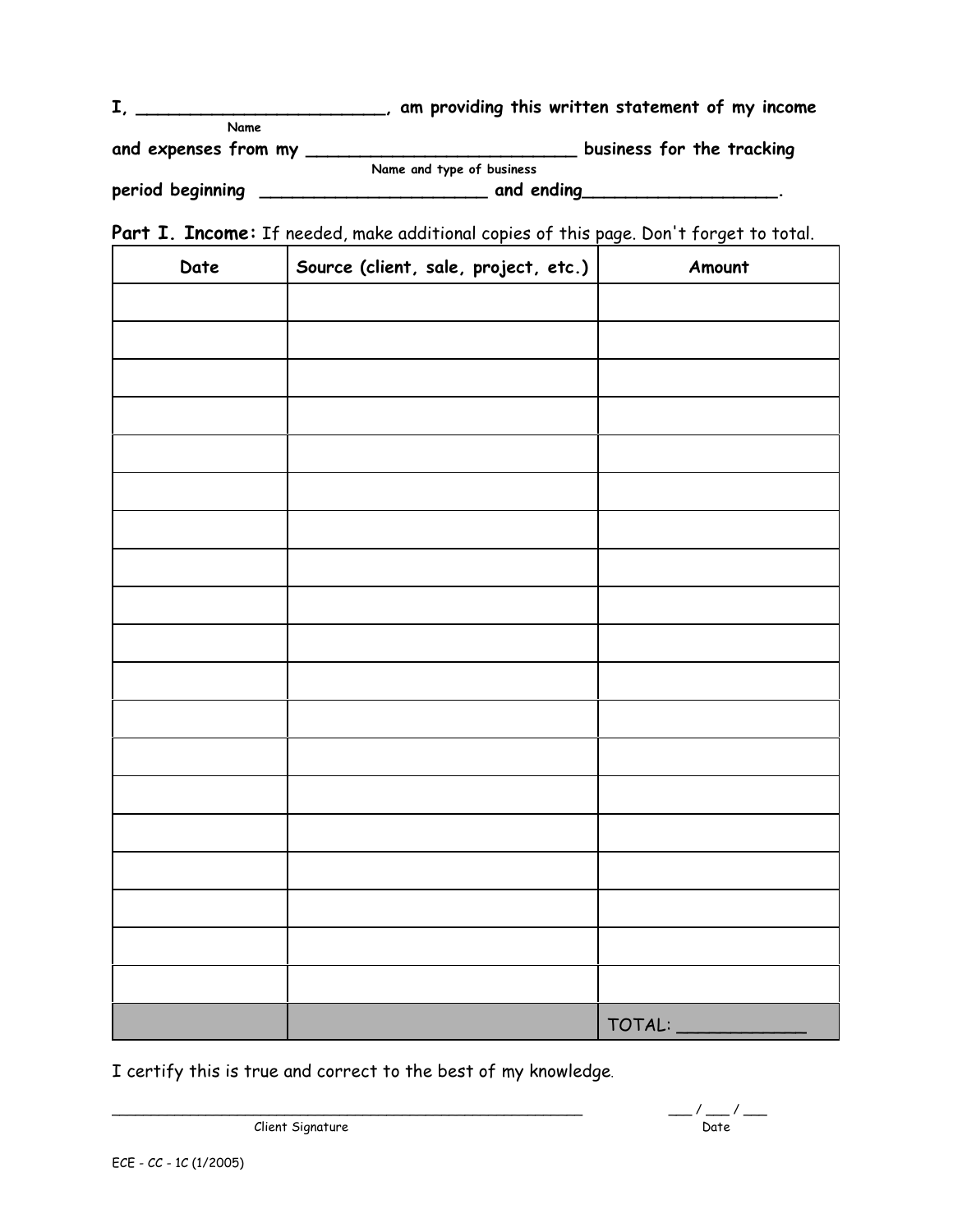I, ________________________, am providing this written statement of my income
Name

and expenses from my __________________________ business for the tracking
Name and type of business

period beginning ______________________ and ending___________________.

**Part I. Income:** If needed, make additional copies of this page. Don't forget to total.

| Date | Source (client, sale, project, etc.) | Amount |
|---|---|---|
| | | |
| | | |
| | | |
| | | |
| | | |
| | | |
| | | |
| | | |
| | | |
| | | |
| | | |
| | | |
| | | |
| | | |
| | | |
| | | |
| | | |
| | | |
| | | |
| | | TOTAL: ____________ |

I certify this is true and correct to the best of my knowledge.

_______________________________________________ ___ / ___ / ___
Client Signature Date

ECE - CC - 1C (1/2005)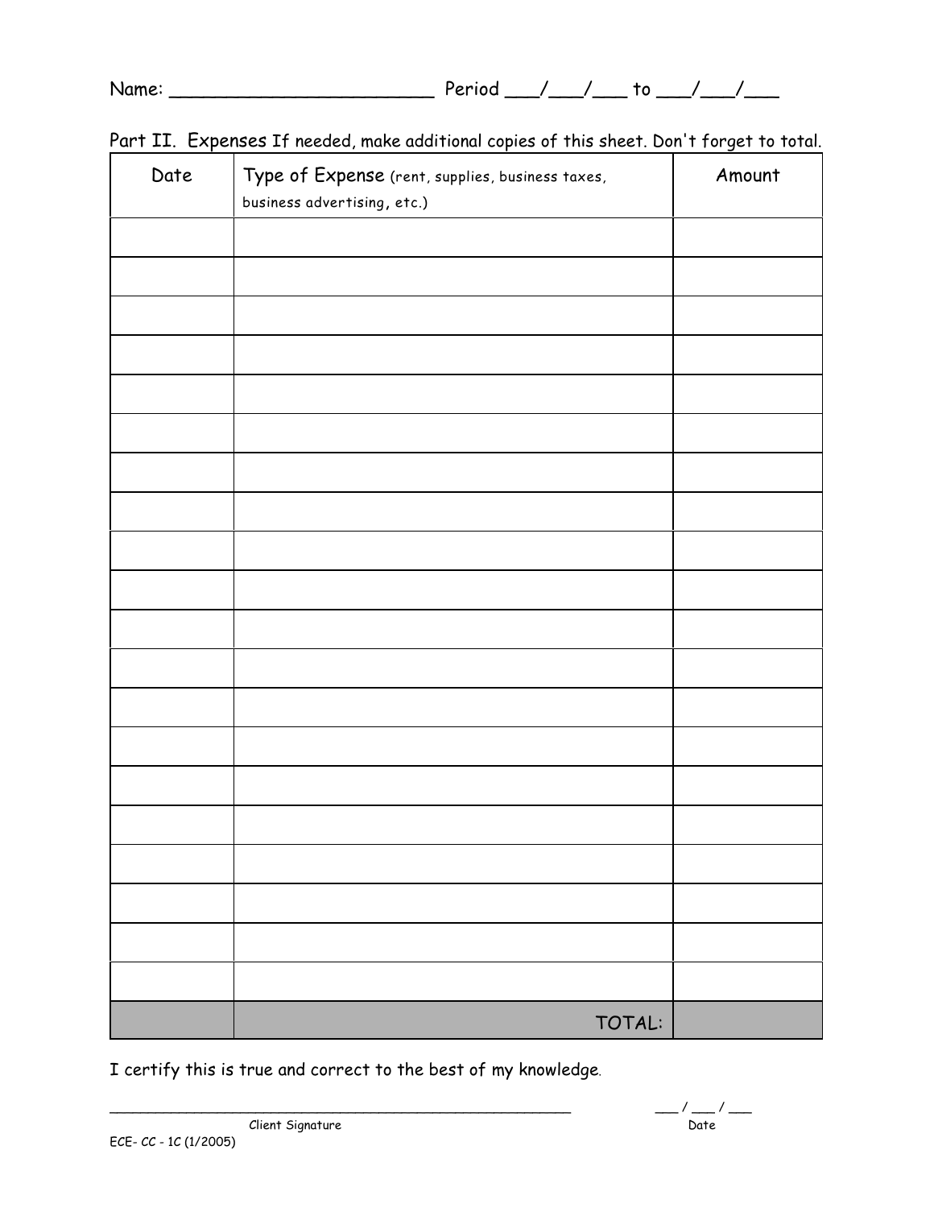Name: ________________________ Period ___/___/___ to ___/___/___

Part II. Expenses If needed, make additional copies of this sheet. Don't forget to total.

| Date | Type of Expense (rent, supplies, business taxes, business advertising, etc.) | Amount |
|---|---|---|
| | | |
| | | |
| | | |
| | | |
| | | |
| | | |
| | | |
| | | |
| | | |
| | | |
| | | |
| | | |
| | | |
| | | |
| | | |
| | | |
| | | |
| | | |
| | | |
| | | |
| | TOTAL: | |

I certify this is true and correct to the best of my knowledge.

_______________________________________________________ ___ / ___ / ___

Client Signature Date

ECE- CC - 1C (1/2005)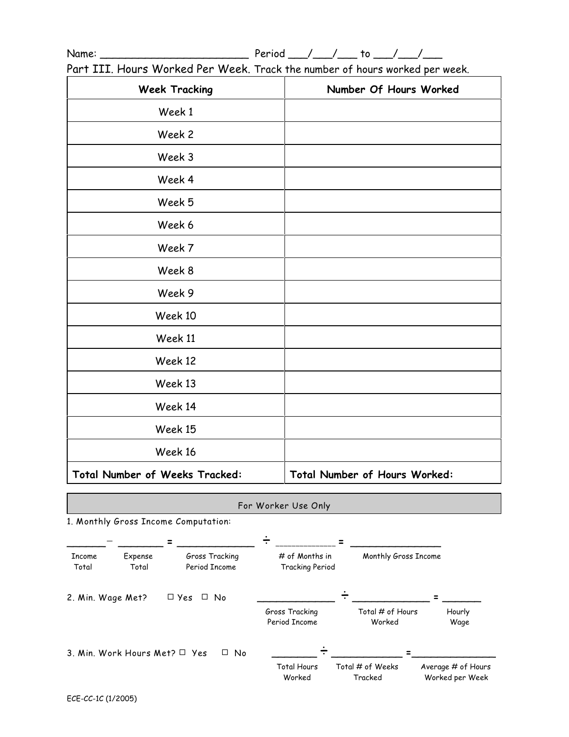Name: ________________________ Period ___/___/___ to ___/___/___

## Part III. Hours Worked Per Week. Track the number of hours worked per week.

| Week Tracking | Number Of Hours Worked |
|---|---|
| Week 1 | |
| Week 2 | |
| Week 3 | |
| Week 4 | |
| Week 5 | |
| Week 6 | |
| Week 7 | |
| Week 8 | |
| Week 9 | |
| Week 10 | |
| Week 11 | |
| Week 12 | |
| Week 13 | |
| Week 14 | |
| Week 15 | |
| Week 16 | |
| **Total Number of Weeks Tracked:** | **Total Number of Hours Worked:** |

For Worker Use Only

1. Monthly Gross Income Computation:

_______ − ________ = ______________ ÷ ____________ = ________________

Income Total − Expense Total = Gross Tracking Period Income ÷ # of Months in Tracking Period = Monthly Gross Income

2. Min. Wage Met? ☐ Yes ☐ No

______________ ÷ ______________ = _______

Gross Tracking Period Income ÷ Total # of Hours Worked = Hourly Wage

3. Min. Work Hours Met? ☐ Yes ☐ No

________ ÷ ____________ = ______________

Total Hours Worked ÷ Total # of Weeks Tracked = Average # of Hours Worked per Week

ECE-CC-1C (1/2005)